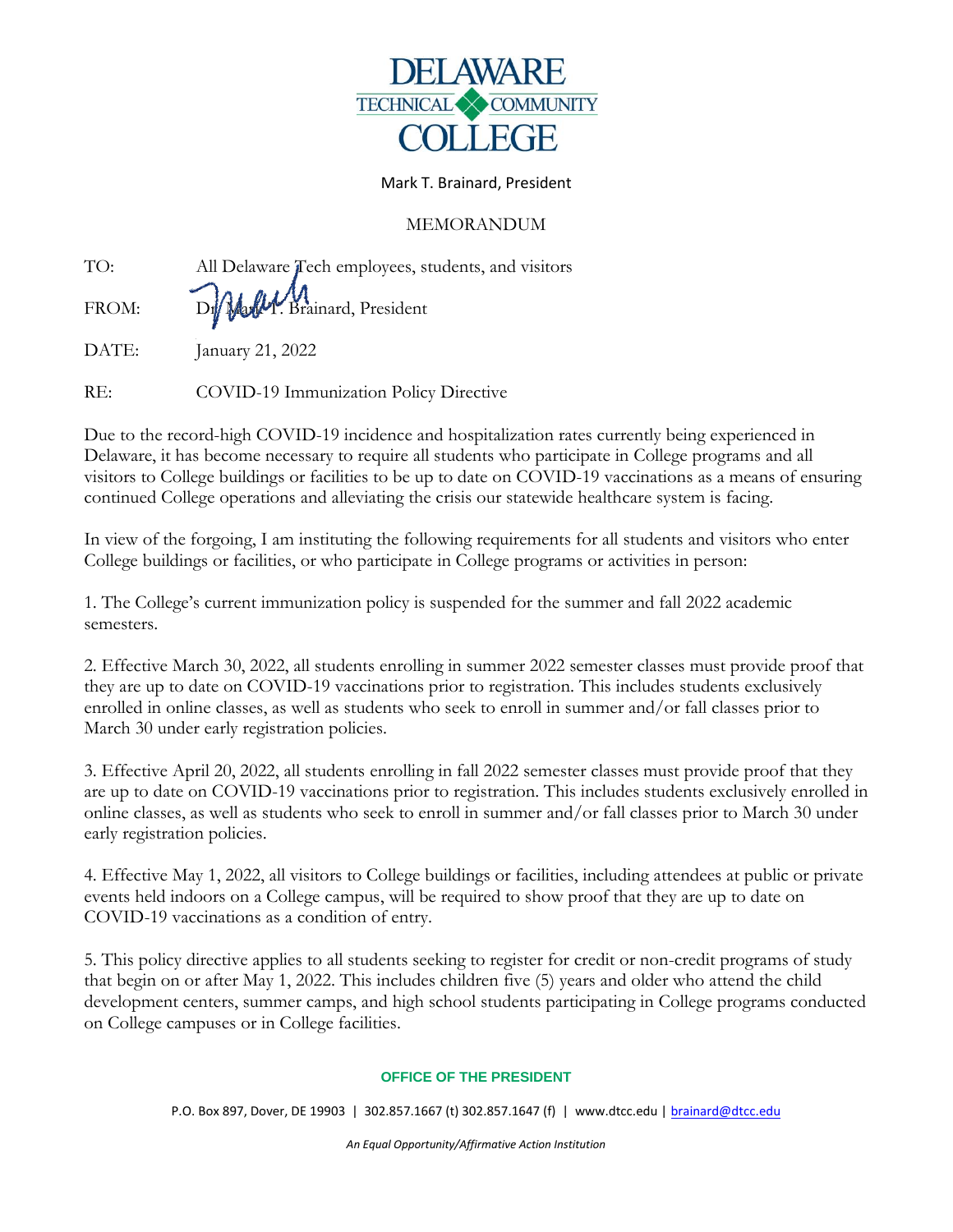# DELAWARE TECHNICAL COMMUNITY COLLEGE

Mark T. Brainard, President

MEMORANDUM

TO: All Delaware Tech employees, students, and visitors

FROM: Dr. Mark T. Brainard, President

DATE: January 21, 2022

RE: COVID-19 Immunization Policy Directive

Due to the record-high COVID-19 incidence and hospitalization rates currently being experienced in Delaware, it has become necessary to require all students who participate in College programs and all visitors to College buildings or facilities to be up to date on COVID-19 vaccinations as a means of ensuring continued College operations and alleviating the crisis our statewide healthcare system is facing.

In view of the forgoing, I am instituting the following requirements for all students and visitors who enter College buildings or facilities, or who participate in College programs or activities in person:

1. The College's current immunization policy is suspended for the summer and fall 2022 academic semesters.

2. Effective March 30, 2022, all students enrolling in summer 2022 semester classes must provide proof that they are up to date on COVID-19 vaccinations prior to registration. This includes students exclusively enrolled in online classes, as well as students who seek to enroll in summer and/or fall classes prior to March 30 under early registration policies.

3. Effective April 20, 2022, all students enrolling in fall 2022 semester classes must provide proof that they are up to date on COVID-19 vaccinations prior to registration. This includes students exclusively enrolled in online classes, as well as students who seek to enroll in summer and/or fall classes prior to March 30 under early registration policies.

4. Effective May 1, 2022, all visitors to College buildings or facilities, including attendees at public or private events held indoors on a College campus, will be required to show proof that they are up to date on COVID-19 vaccinations as a condition of entry.

5. This policy directive applies to all students seeking to register for credit or non-credit programs of study that begin on or after May 1, 2022. This includes children five (5) years and older who attend the child development centers, summer camps, and high school students participating in College programs conducted on College campuses or in College facilities.

**OFFICE OF THE PRESIDENT**

P.O. Box 897, Dover, DE 19903 | 302.857.1667 (t) 302.857.1647 (f) | www.dtcc.edu | brainard@dtcc.edu

*An Equal Opportunity/Affirmative Action Institution*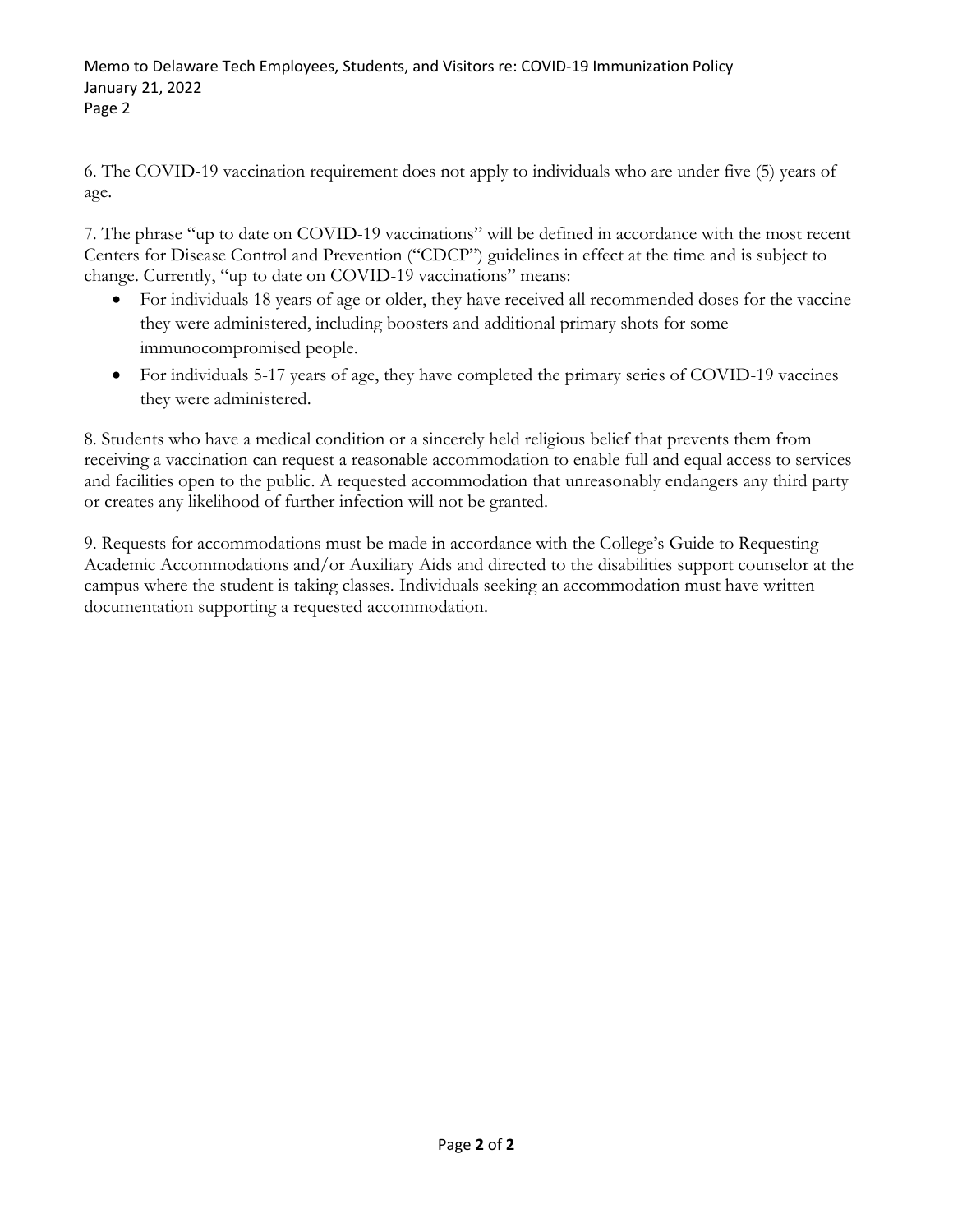6. The COVID-19 vaccination requirement does not apply to individuals who are under five (5) years of age.

7. The phrase "up to date on COVID-19 vaccinations" will be defined in accordance with the most recent Centers for Disease Control and Prevention ("CDCP") guidelines in effect at the time and is subject to change. Currently, "up to date on COVID-19 vaccinations" means:

- For individuals 18 years of age or older, they have received all recommended doses for the vaccine they were administered, including boosters and additional primary shots for some immunocompromised people.
- For individuals 5-17 years of age, they have completed the primary series of COVID-19 vaccines they were administered.

8. Students who have a medical condition or a sincerely held religious belief that prevents them from receiving a vaccination can request a reasonable accommodation to enable full and equal access to services and facilities open to the public. A requested accommodation that unreasonably endangers any third party or creates any likelihood of further infection will not be granted.

9. Requests for accommodations must be made in accordance with the College's Guide to Requesting Academic Accommodations and/or Auxiliary Aids and directed to the disabilities support counselor at the campus where the student is taking classes. Individuals seeking an accommodation must have written documentation supporting a requested accommodation.